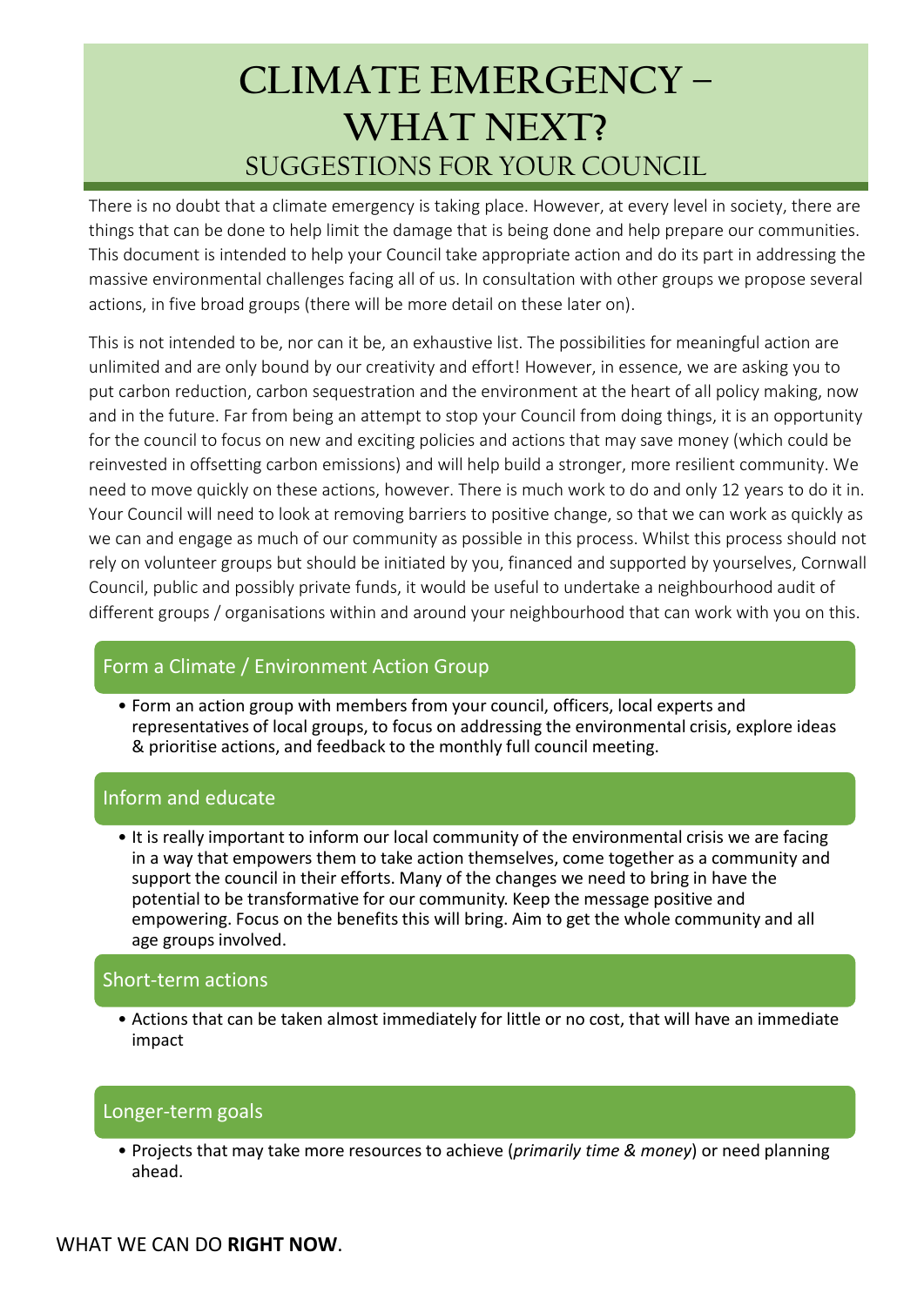# CLIMATE EMERGENCY – WHAT NEXT?

## SUGGESTIONS FOR YOUR COUNCIL

There is no doubt that a climate emergency is taking place. However, at every level in society, there are things that can be done to help limit the damage that is being done and help prepare our communities. This document is intended to help your Council take appropriate action and do its part in addressing the massive environmental challenges facing all of us. In consultation with other groups we propose several actions, in five broad groups (there will be more detail on these later on).

This is not intended to be, nor can it be, an exhaustive list. The possibilities for meaningful action are unlimited and are only bound by our creativity and effort! However, in essence, we are asking you to put carbon reduction, carbon sequestration and the environment at the heart of all policy making, now and in the future. Far from being an attempt to stop your Council from doing things, it is an opportunity for the council to focus on new and exciting policies and actions that may save money (which could be reinvested in offsetting carbon emissions) and will help build a stronger, more resilient community. We need to move quickly on these actions, however. There is much work to do and only 12 years to do it in. Your Council will need to look at removing barriers to positive change, so that we can work as quickly as we can and engage as much of our community as possible in this process. Whilst this process should not rely on volunteer groups but should be initiated by you, financed and supported by yourselves, Cornwall Council, public and possibly private funds, it would be useful to undertake a neighbourhood audit of different groups / organisations within and around your neighbourhood that can work with you on this.

### Form a Climate / Environment Action Group

- Form an action group with members from your council, officers, local experts and representatives of local groups, to focus on addressing the environmental crisis, explore ideas & prioritise actions, and feedback to the monthly full council meeting.

### Inform and educate

- It is really important to inform our local community of the environmental crisis we are facing in a way that empowers them to take action themselves, come together as a community and support the council in their efforts. Many of the changes we need to bring in have the potential to be transformative for our community. Keep the message positive and empowering. Focus on the benefits this will bring. Aim to get the whole community and all age groups involved.

### Short-term actions

- Actions that can be taken almost immediately for little or no cost, that will have an immediate impact

### Longer-term goals

- Projects that may take more resources to achieve (*primarily time & money*) or need planning ahead.

WHAT WE CAN DO **RIGHT NOW**.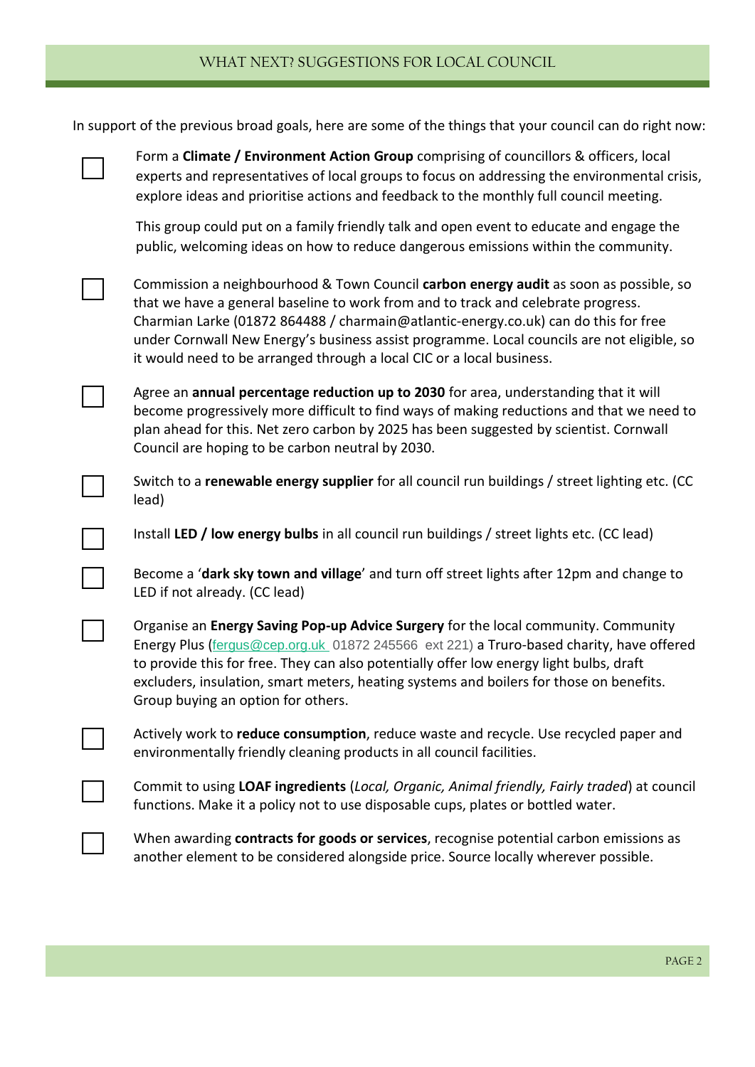## WHAT NEXT? SUGGESTIONS FOR LOCAL COUNCIL

In support of the previous broad goals, here are some of the things that your council can do right now:

- [ ] Form a **Climate / Environment Action Group** comprising of councillors & officers, local experts and representatives of local groups to focus on addressing the environmental crisis, explore ideas and prioritise actions and feedback to the monthly full council meeting.

  This group could put on a family friendly talk and open event to educate and engage the public, welcoming ideas on how to reduce dangerous emissions within the community.

- [ ] Commission a neighbourhood & Town Council **carbon energy audit** as soon as possible, so that we have a general baseline to work from and to track and celebrate progress. Charmian Larke (01872 864488 / charmain@atlantic-energy.co.uk) can do this for free under Cornwall New Energy's business assist programme. Local councils are not eligible, so it would need to be arranged through a local CIC or a local business.

- [ ] Agree an **annual percentage reduction up to 2030** for area, understanding that it will become progressively more difficult to find ways of making reductions and that we need to plan ahead for this. Net zero carbon by 2025 has been suggested by scientist. Cornwall Council are hoping to be carbon neutral by 2030.

- [ ] Switch to a **renewable energy supplier** for all council run buildings / street lighting etc. (CC lead)

- [ ] Install **LED / low energy bulbs** in all council run buildings / street lights etc. (CC lead)

- [ ] Become a '**dark sky town and village**' and turn off street lights after 12pm and change to LED if not already. (CC lead)

- [ ] Organise an **Energy Saving Pop-up Advice Surgery** for the local community. Community Energy Plus (fergus@cep.org.uk 01872 245566 ext 221) a Truro-based charity, have offered to provide this for free. They can also potentially offer low energy light bulbs, draft excluders, insulation, smart meters, heating systems and boilers for those on benefits. Group buying an option for others.

- [ ] Actively work to **reduce consumption**, reduce waste and recycle. Use recycled paper and environmentally friendly cleaning products in all council facilities.

- [ ] Commit to using **LOAF ingredients** (*Local, Organic, Animal friendly, Fairly traded*) at council functions. Make it a policy not to use disposable cups, plates or bottled water.

- [ ] When awarding **contracts for goods or services**, recognise potential carbon emissions as another element to be considered alongside price. Source locally wherever possible.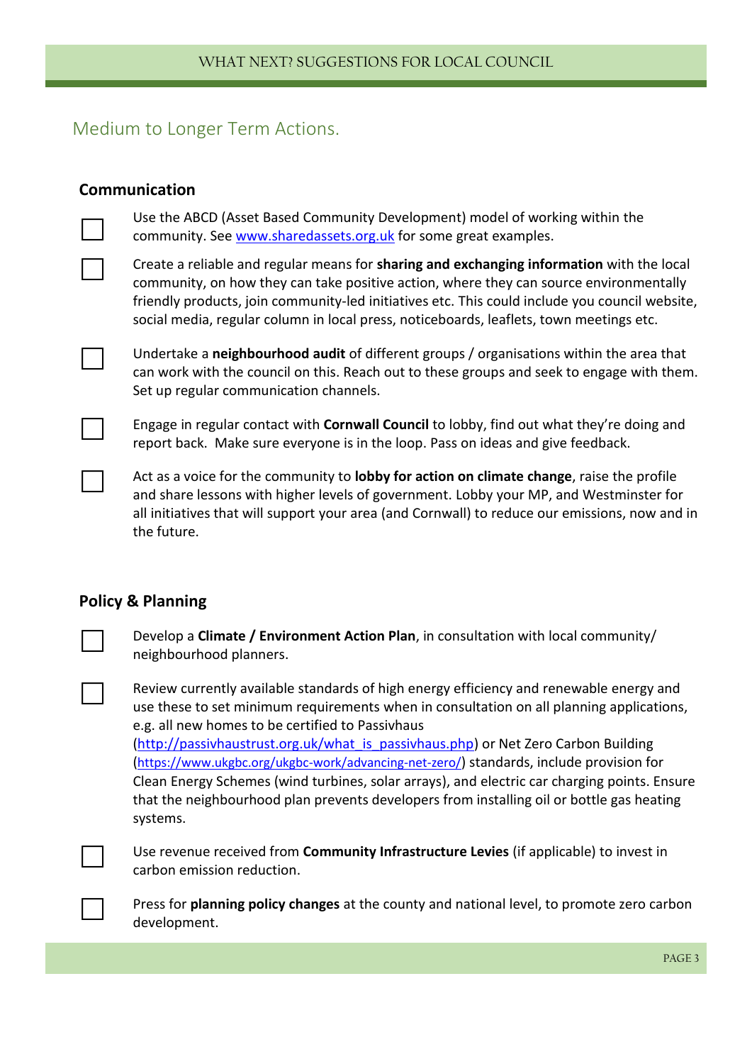## Medium to Longer Term Actions.

### Communication

- [ ] Use the ABCD (Asset Based Community Development) model of working within the community. See [www.sharedassets.org.uk](http://www.sharedassets.org.uk) for some great examples.
- [ ] Create a reliable and regular means for **sharing and exchanging information** with the local community, on how they can take positive action, where they can source environmentally friendly products, join community-led initiatives etc. This could include you council website, social media, regular column in local press, noticeboards, leaflets, town meetings etc.
- [ ] Undertake a **neighbourhood audit** of different groups / organisations within the area that can work with the council on this. Reach out to these groups and seek to engage with them. Set up regular communication channels.
- [ ] Engage in regular contact with **Cornwall Council** to lobby, find out what they're doing and report back. Make sure everyone is in the loop. Pass on ideas and give feedback.
- [ ] Act as a voice for the community to **lobby for action on climate change**, raise the profile and share lessons with higher levels of government. Lobby your MP, and Westminster for all initiatives that will support your area (and Cornwall) to reduce our emissions, now and in the future.

### Policy & Planning

- [ ] Develop a **Climate / Environment Action Plan**, in consultation with local community/ neighbourhood planners.
- [ ] Review currently available standards of high energy efficiency and renewable energy and use these to set minimum requirements when in consultation on all planning applications, e.g. all new homes to be certified to Passivhaus ([http://passivhaustrust.org.uk/what_is_passivhaus.php](http://passivhaustrust.org.uk/what_is_passivhaus.php)) or Net Zero Carbon Building ([https://www.ukgbc.org/ukgbc-work/advancing-net-zero/](https://www.ukgbc.org/ukgbc-work/advancing-net-zero/)) standards, include provision for Clean Energy Schemes (wind turbines, solar arrays), and electric car charging points. Ensure that the neighbourhood plan prevents developers from installing oil or bottle gas heating systems.
- [ ] Use revenue received from **Community Infrastructure Levies** (if applicable) to invest in carbon emission reduction.
- [ ] Press for **planning policy changes** at the county and national level, to promote zero carbon development.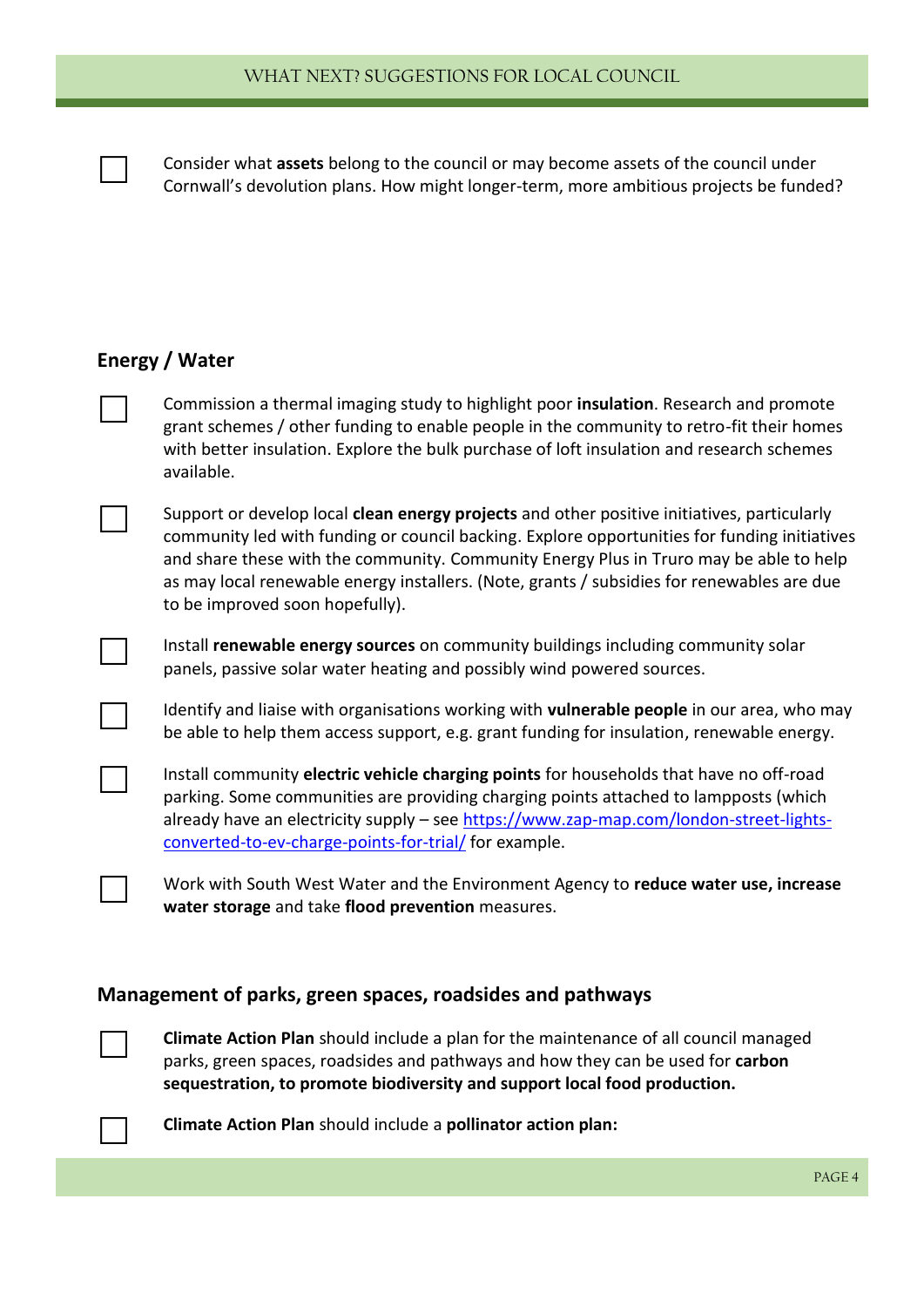- [ ] Consider what **assets** belong to the council or may become assets of the council under Cornwall's devolution plans. How might longer-term, more ambitious projects be funded?

## Energy / Water

- [ ] Commission a thermal imaging study to highlight poor **insulation**. Research and promote grant schemes / other funding to enable people in the community to retro-fit their homes with better insulation. Explore the bulk purchase of loft insulation and research schemes available.

- [ ] Support or develop local **clean energy projects** and other positive initiatives, particularly community led with funding or council backing. Explore opportunities for funding initiatives and share these with the community. Community Energy Plus in Truro may be able to help as may local renewable energy installers. (Note, grants / subsidies for renewables are due to be improved soon hopefully).

- [ ] Install **renewable energy sources** on community buildings including community solar panels, passive solar water heating and possibly wind powered sources.

- [ ] Identify and liaise with organisations working with **vulnerable people** in our area, who may be able to help them access support, e.g. grant funding for insulation, renewable energy.

- [ ] Install community **electric vehicle charging points** for households that have no off-road parking. Some communities are providing charging points attached to lampposts (which already have an electricity supply – see [https://www.zap-map.com/london-street-lights-converted-to-ev-charge-points-for-trial/](https://www.zap-map.com/london-street-lights-converted-to-ev-charge-points-for-trial/) for example.

- [ ] Work with South West Water and the Environment Agency to **reduce water use, increase water storage** and take **flood prevention** measures.

## Management of parks, green spaces, roadsides and pathways

- [ ] **Climate Action Plan** should include a plan for the maintenance of all council managed parks, green spaces, roadsides and pathways and how they can be used for **carbon sequestration, to promote biodiversity and support local food production.**

- [ ] **Climate Action Plan** should include a **pollinator action plan:**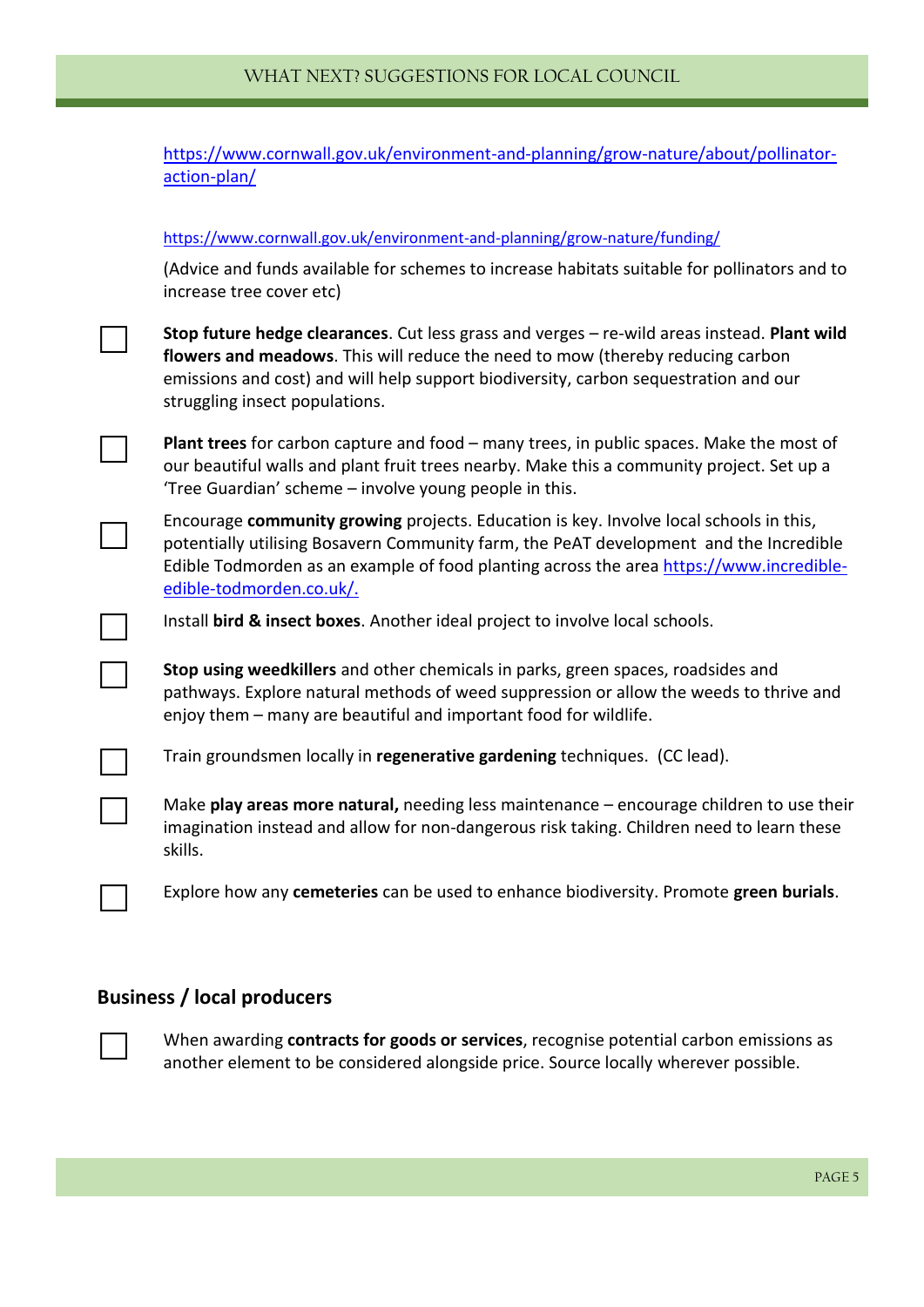https://www.cornwall.gov.uk/environment-and-planning/grow-nature/about/pollinator-action-plan/

https://www.cornwall.gov.uk/environment-and-planning/grow-nature/funding/

(Advice and funds available for schemes to increase habitats suitable for pollinators and to increase tree cover etc)

- [ ] **Stop future hedge clearances**. Cut less grass and verges – re-wild areas instead. **Plant wild flowers and meadows**. This will reduce the need to mow (thereby reducing carbon emissions and cost) and will help support biodiversity, carbon sequestration and our struggling insect populations.
- [ ] **Plant trees** for carbon capture and food – many trees, in public spaces. Make the most of our beautiful walls and plant fruit trees nearby. Make this a community project. Set up a 'Tree Guardian' scheme – involve young people in this.
- [ ] Encourage **community growing** projects. Education is key. Involve local schools in this, potentially utilising Bosavern Community farm, the PeAT development and the Incredible Edible Todmorden as an example of food planting across the area https://www.incredible-edible-todmorden.co.uk/.
- [ ] Install **bird & insect boxes**. Another ideal project to involve local schools.
- [ ] **Stop using weedkillers** and other chemicals in parks, green spaces, roadsides and pathways. Explore natural methods of weed suppression or allow the weeds to thrive and enjoy them – many are beautiful and important food for wildlife.
- [ ] Train groundsmen locally in **regenerative gardening** techniques. (CC lead).
- [ ] Make **play areas more natural,** needing less maintenance – encourage children to use their imagination instead and allow for non-dangerous risk taking. Children need to learn these skills.
- [ ] Explore how any **cemeteries** can be used to enhance biodiversity. Promote **green burials**.

## Business / local producers

- [ ] When awarding **contracts for goods or services**, recognise potential carbon emissions as another element to be considered alongside price. Source locally wherever possible.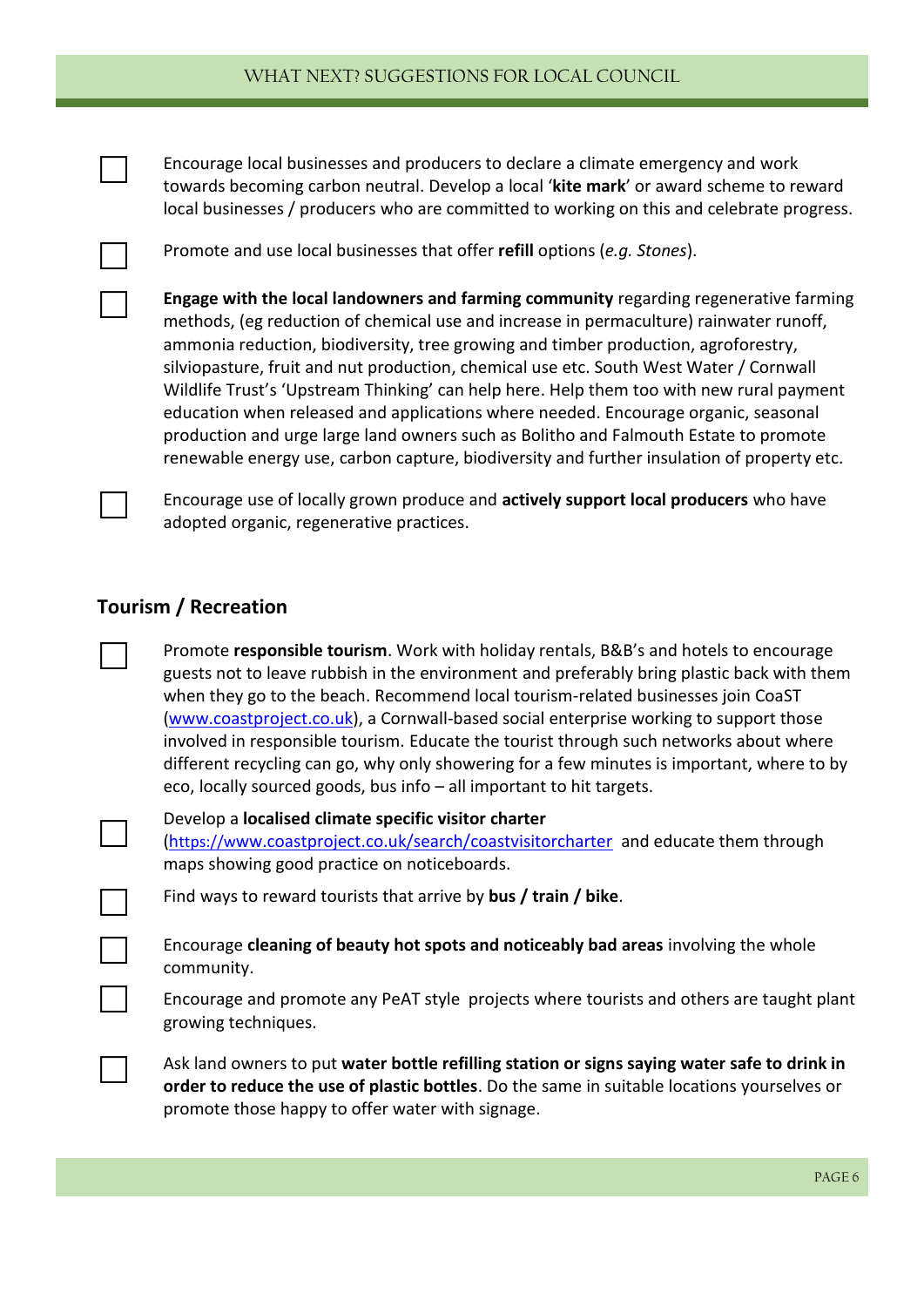- [ ] Encourage local businesses and producers to declare a climate emergency and work towards becoming carbon neutral. Develop a local '**kite mark**' or award scheme to reward local businesses / producers who are committed to working on this and celebrate progress.
- [ ] Promote and use local businesses that offer **refill** options (*e.g. Stones*).
- [ ] **Engage with the local landowners and farming community** regarding regenerative farming methods, (eg reduction of chemical use and increase in permaculture) rainwater runoff, ammonia reduction, biodiversity, tree growing and timber production, agroforestry, silviopasture, fruit and nut production, chemical use etc. South West Water / Cornwall Wildlife Trust's 'Upstream Thinking' can help here. Help them too with new rural payment education when released and applications where needed. Encourage organic, seasonal production and urge large land owners such as Bolitho and Falmouth Estate to promote renewable energy use, carbon capture, biodiversity and further insulation of property etc.
- [ ] Encourage use of locally grown produce and **actively support local producers** who have adopted organic, regenerative practices.

## Tourism / Recreation

- [ ] Promote **responsible tourism**. Work with holiday rentals, B&B's and hotels to encourage guests not to leave rubbish in the environment and preferably bring plastic back with them when they go to the beach. Recommend local tourism-related businesses join CoaST ([www.coastproject.co.uk](www.coastproject.co.uk)), a Cornwall-based social enterprise working to support those involved in responsible tourism. Educate the tourist through such networks about where different recycling can go, why only showering for a few minutes is important, where to by eco, locally sourced goods, bus info – all important to hit targets.
- [ ] Develop a **localised climate specific visitor charter** ([https://www.coastproject.co.uk/search/coastvisitorcharter](https://www.coastproject.co.uk/search/coastvisitorcharter) and educate them through maps showing good practice on noticeboards.
- [ ] Find ways to reward tourists that arrive by **bus / train / bike**.
- [ ] Encourage **cleaning of beauty hot spots and noticeably bad areas** involving the whole community.
- [ ] Encourage and promote any PeAT style projects where tourists and others are taught plant growing techniques.
- [ ] Ask land owners to put **water bottle refilling station or signs saying water safe to drink in order to reduce the use of plastic bottles**. Do the same in suitable locations yourselves or promote those happy to offer water with signage.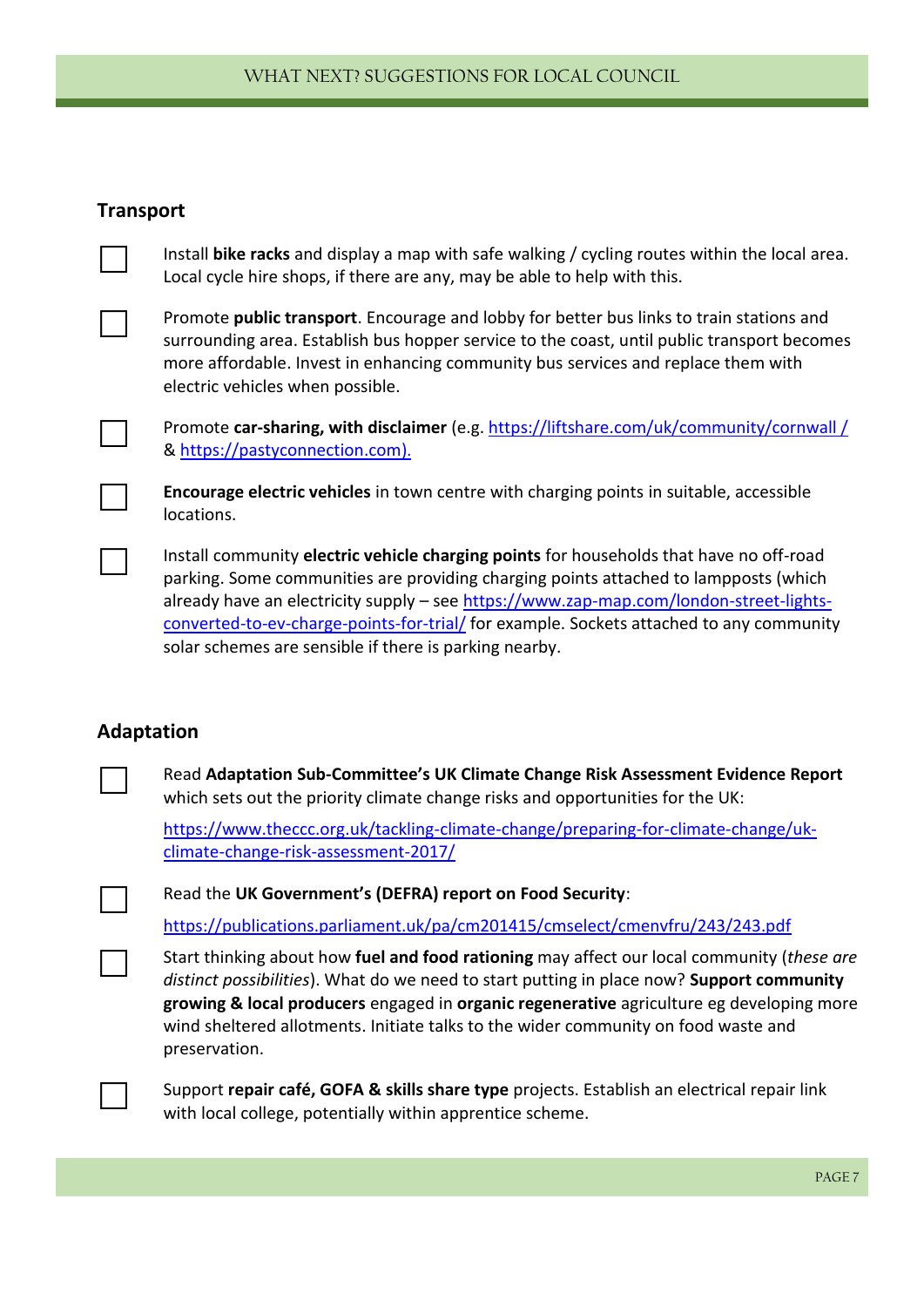## Transport

- [ ] Install **bike racks** and display a map with safe walking / cycling routes within the local area. Local cycle hire shops, if there are any, may be able to help with this.

- [ ] Promote **public transport**. Encourage and lobby for better bus links to train stations and surrounding area. Establish bus hopper service to the coast, until public transport becomes more affordable. Invest in enhancing community bus services and replace them with electric vehicles when possible.

- [ ] Promote **car-sharing, with disclaimer** (e.g. https://liftshare.com/uk/community/cornwall / & https://pastyconnection.com).

- [ ] **Encourage electric vehicles** in town centre with charging points in suitable, accessible locations.

- [ ] Install community **electric vehicle charging points** for households that have no off-road parking. Some communities are providing charging points attached to lampposts (which already have an electricity supply – see https://www.zap-map.com/london-street-lights-converted-to-ev-charge-points-for-trial/ for example. Sockets attached to any community solar schemes are sensible if there is parking nearby.

## Adaptation

- [ ] Read **Adaptation Sub-Committee's UK Climate Change Risk Assessment Evidence Report** which sets out the priority climate change risks and opportunities for the UK:

  https://www.theccc.org.uk/tackling-climate-change/preparing-for-climate-change/uk-climate-change-risk-assessment-2017/

- [ ] Read the **UK Government's (DEFRA) report on Food Security**:

  https://publications.parliament.uk/pa/cm201415/cmselect/cmenvfru/243/243.pdf

- [ ] Start thinking about how **fuel and food rationing** may affect our local community (*these are distinct possibilities*). What do we need to start putting in place now? **Support community growing & local producers** engaged in **organic regenerative** agriculture eg developing more wind sheltered allotments. Initiate talks to the wider community on food waste and preservation.

- [ ] Support **repair café, GOFA & skills share type** projects. Establish an electrical repair link with local college, potentially within apprentice scheme.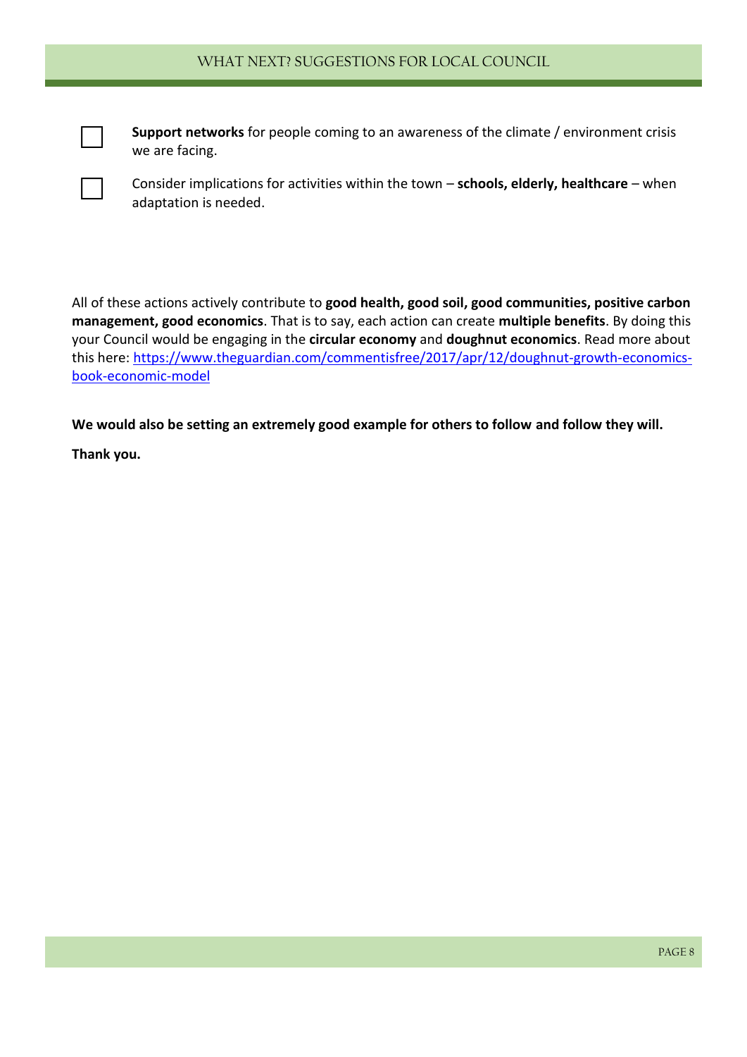- [ ] **Support networks** for people coming to an awareness of the climate / environment crisis we are facing.
- [ ] Consider implications for activities within the town – **schools, elderly, healthcare** – when adaptation is needed.

All of these actions actively contribute to **good health, good soil, good communities, positive carbon management, good economics**. That is to say, each action can create **multiple benefits**. By doing this your Council would be engaging in the **circular economy** and **doughnut economics**. Read more about this here: https://www.theguardian.com/commentisfree/2017/apr/12/doughnut-growth-economics-book-economic-model

**We would also be setting an extremely good example for others to follow and follow they will.**

**Thank you.**